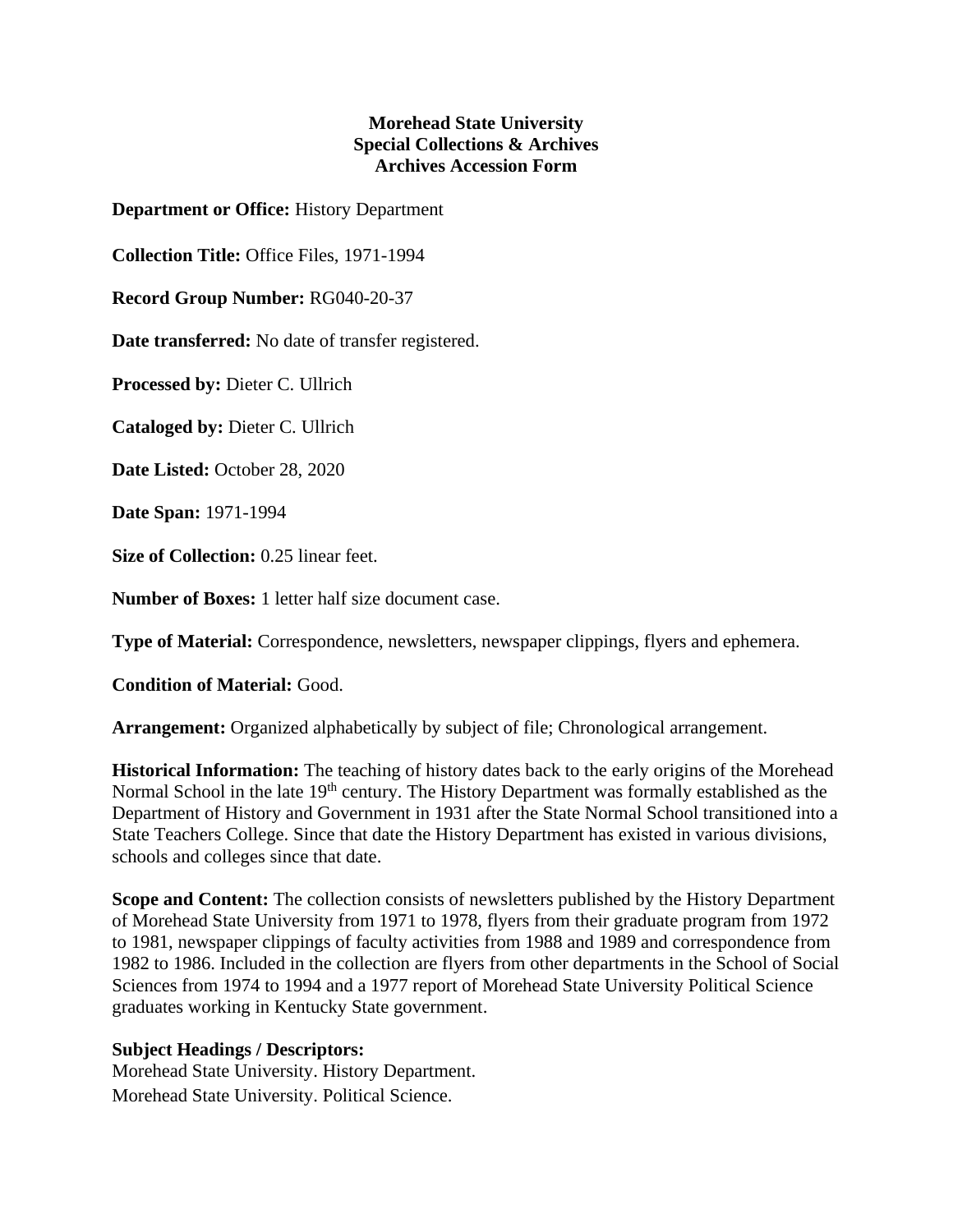**Morehead State University**
**Special Collections & Archives**
**Archives Accession Form**

**Department or Office:** History Department

**Collection Title:** Office Files, 1971-1994

**Record Group Number:** RG040-20-37

**Date transferred:** No date of transfer registered.

**Processed by:** Dieter C. Ullrich

**Cataloged by:** Dieter C. Ullrich

**Date Listed:** October 28, 2020

**Date Span:** 1971-1994

**Size of Collection:** 0.25 linear feet.

**Number of Boxes:** 1 letter half size document case.

**Type of Material:** Correspondence, newsletters, newspaper clippings, flyers and ephemera.

**Condition of Material:** Good.

**Arrangement:** Organized alphabetically by subject of file; Chronological arrangement.

**Historical Information:** The teaching of history dates back to the early origins of the Morehead Normal School in the late 19th century. The History Department was formally established as the Department of History and Government in 1931 after the State Normal School transitioned into a State Teachers College. Since that date the History Department has existed in various divisions, schools and colleges since that date.

**Scope and Content:** The collection consists of newsletters published by the History Department of Morehead State University from 1971 to 1978, flyers from their graduate program from 1972 to 1981, newspaper clippings of faculty activities from 1988 and 1989 and correspondence from 1982 to 1986. Included in the collection are flyers from other departments in the School of Social Sciences from 1974 to 1994 and a 1977 report of Morehead State University Political Science graduates working in Kentucky State government.

**Subject Headings / Descriptors:**
Morehead State University. History Department.
Morehead State University. Political Science.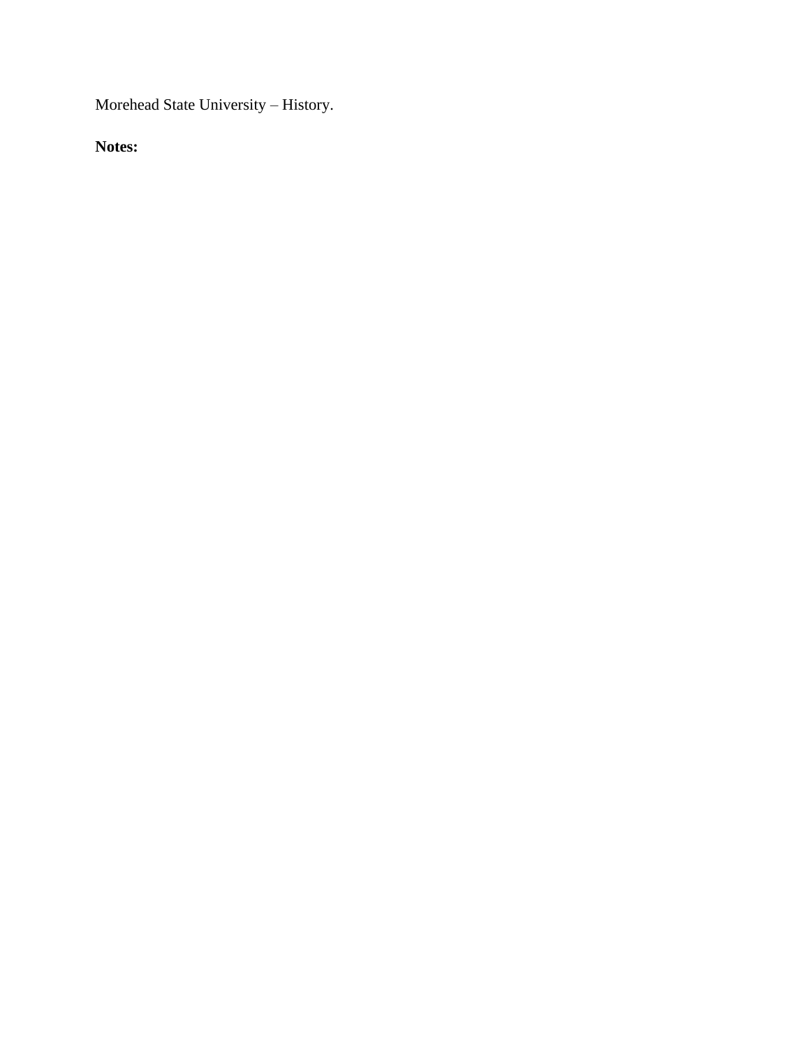Morehead State University – History.

**Notes:**